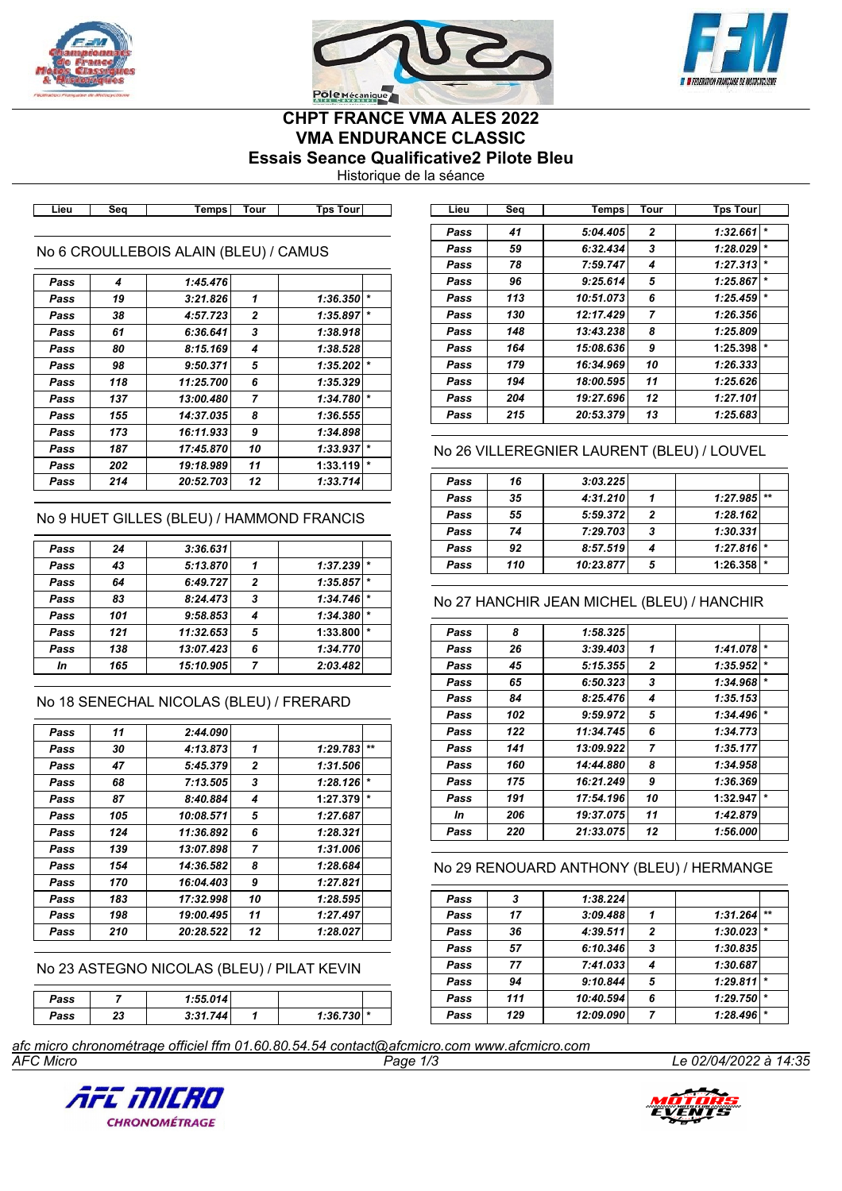# CHPT FRANCE VMA ALES 2022

## VMA ENDURANCE CLASSIC

### Essais Seance Qualificative2 Pilote Bleu

Historique de la séance

### No 6 CROULLEBOIS ALAIN (BLEU) / CAMUS

| Lieu | Seq | Temps | Tour | Tps Tour | |
|---|---|---|---|---|---|
| Pass | 4 | 1:45.476 | | | |
| Pass | 19 | 3:21.826 | 1 | 1:36.350 | * |
| Pass | 38 | 4:57.723 | 2 | 1:35.897 | * |
| Pass | 61 | 6:36.641 | 3 | 1:38.918 | |
| Pass | 80 | 8:15.169 | 4 | 1:38.528 | |
| Pass | 98 | 9:50.371 | 5 | 1:35.202 | * |
| Pass | 118 | 11:25.700 | 6 | 1:35.329 | |
| Pass | 137 | 13:00.480 | 7 | 1:34.780 | * |
| Pass | 155 | 14:37.035 | 8 | 1:36.555 | |
| Pass | 173 | 16:11.933 | 9 | 1:34.898 | |
| Pass | 187 | 17:45.870 | 10 | 1:33.937 | * |
| Pass | 202 | 19:18.989 | 11 | 1:33.119 | * |
| Pass | 214 | 20:52.703 | 12 | 1:33.714 | |

### No 9 HUET GILLES (BLEU) / HAMMOND FRANCIS

| Lieu | Seq | Temps | Tour | Tps Tour | |
|---|---|---|---|---|---|
| Pass | 24 | 3:36.631 | | | |
| Pass | 43 | 5:13.870 | 1 | 1:37.239 | * |
| Pass | 64 | 6:49.727 | 2 | 1:35.857 | * |
| Pass | 83 | 8:24.473 | 3 | 1:34.746 | * |
| Pass | 101 | 9:58.853 | 4 | 1:34.380 | * |
| Pass | 121 | 11:32.653 | 5 | 1:33.800 | * |
| Pass | 138 | 13:07.423 | 6 | 1:34.770 | |
| In | 165 | 15:10.905 | 7 | 2:03.482 | |

### No 18 SENECHAL NICOLAS (BLEU) / FRERARD

| Lieu | Seq | Temps | Tour | Tps Tour | |
|---|---|---|---|---|---|
| Pass | 11 | 2:44.090 | | | |
| Pass | 30 | 4:13.873 | 1 | 1:29.783 | ** |
| Pass | 47 | 5:45.379 | 2 | 1:31.506 | |
| Pass | 68 | 7:13.505 | 3 | 1:28.126 | * |
| Pass | 87 | 8:40.884 | 4 | 1:27.379 | * |
| Pass | 105 | 10:08.571 | 5 | 1:27.687 | |
| Pass | 124 | 11:36.892 | 6 | 1:28.321 | |
| Pass | 139 | 13:07.898 | 7 | 1:31.006 | |
| Pass | 154 | 14:36.582 | 8 | 1:28.684 | |
| Pass | 170 | 16:04.403 | 9 | 1:27.821 | |
| Pass | 183 | 17:32.998 | 10 | 1:28.595 | |
| Pass | 198 | 19:00.495 | 11 | 1:27.497 | |
| Pass | 210 | 20:28.522 | 12 | 1:28.027 | |

### No 23 ASTEGNO NICOLAS (BLEU) / PILAT KEVIN

| Lieu | Seq | Temps | Tour | Tps Tour | |
|---|---|---|---|---|---|
| Pass | 7 | 1:55.014 | | | |
| Pass | 23 | 3:31.744 | 1 | 1:36.730 | * |
| Pass | 41 | 5:04.405 | 2 | 1:32.661 | * |
| Pass | 59 | 6:32.434 | 3 | 1:28.029 | * |
| Pass | 78 | 7:59.747 | 4 | 1:27.313 | * |
| Pass | 96 | 9:25.614 | 5 | 1:25.867 | * |
| Pass | 113 | 10:51.073 | 6 | 1:25.459 | * |
| Pass | 130 | 12:17.429 | 7 | 1:26.356 | |
| Pass | 148 | 13:43.238 | 8 | 1:25.809 | |
| Pass | 164 | 15:08.636 | 9 | 1:25.398 | * |
| Pass | 179 | 16:34.969 | 10 | 1:26.333 | |
| Pass | 194 | 18:00.595 | 11 | 1:25.626 | |
| Pass | 204 | 19:27.696 | 12 | 1:27.101 | |
| Pass | 215 | 20:53.379 | 13 | 1:25.683 | |

### No 26 VILLEREGNIER LAURENT (BLEU) / LOUVEL

| Lieu | Seq | Temps | Tour | Tps Tour | |
|---|---|---|---|---|---|
| Pass | 16 | 3:03.225 | | | |
| Pass | 35 | 4:31.210 | 1 | 1:27.985 | ** |
| Pass | 55 | 5:59.372 | 2 | 1:28.162 | |
| Pass | 74 | 7:29.703 | 3 | 1:30.331 | |
| Pass | 92 | 8:57.519 | 4 | 1:27.816 | * |
| Pass | 110 | 10:23.877 | 5 | 1:26.358 | * |

### No 27 HANCHIR JEAN MICHEL (BLEU) / HANCHIR

| Lieu | Seq | Temps | Tour | Tps Tour | |
|---|---|---|---|---|---|
| Pass | 8 | 1:58.325 | | | |
| Pass | 26 | 3:39.403 | 1 | 1:41.078 | * |
| Pass | 45 | 5:15.355 | 2 | 1:35.952 | * |
| Pass | 65 | 6:50.323 | 3 | 1:34.968 | * |
| Pass | 84 | 8:25.476 | 4 | 1:35.153 | |
| Pass | 102 | 9:59.972 | 5 | 1:34.496 | * |
| Pass | 122 | 11:34.745 | 6 | 1:34.773 | |
| Pass | 141 | 13:09.922 | 7 | 1:35.177 | |
| Pass | 160 | 14:44.880 | 8 | 1:34.958 | |
| Pass | 175 | 16:21.249 | 9 | 1:36.369 | |
| Pass | 191 | 17:54.196 | 10 | 1:32.947 | * |
| In | 206 | 19:37.075 | 11 | 1:42.879 | |
| Pass | 220 | 21:33.075 | 12 | 1:56.000 | |

### No 29 RENOUARD ANTHONY (BLEU) / HERMANGE

| Lieu | Seq | Temps | Tour | Tps Tour | |
|---|---|---|---|---|---|
| Pass | 3 | 1:38.224 | | | |
| Pass | 17 | 3:09.488 | 1 | 1:31.264 | ** |
| Pass | 36 | 4:39.511 | 2 | 1:30.023 | * |
| Pass | 57 | 6:10.346 | 3 | 1:30.835 | |
| Pass | 77 | 7:41.033 | 4 | 1:30.687 | |
| Pass | 94 | 9:10.844 | 5 | 1:29.811 | * |
| Pass | 111 | 10:40.594 | 6 | 1:29.750 | * |
| Pass | 129 | 12:09.090 | 7 | 1:28.496 | * |

*afc micro chronométrage officiel ffm 01.60.80.54.54 contact@afcmicro.com www.afcmicro.com*

AFC Micro — Le 02/04/2022 à 14:35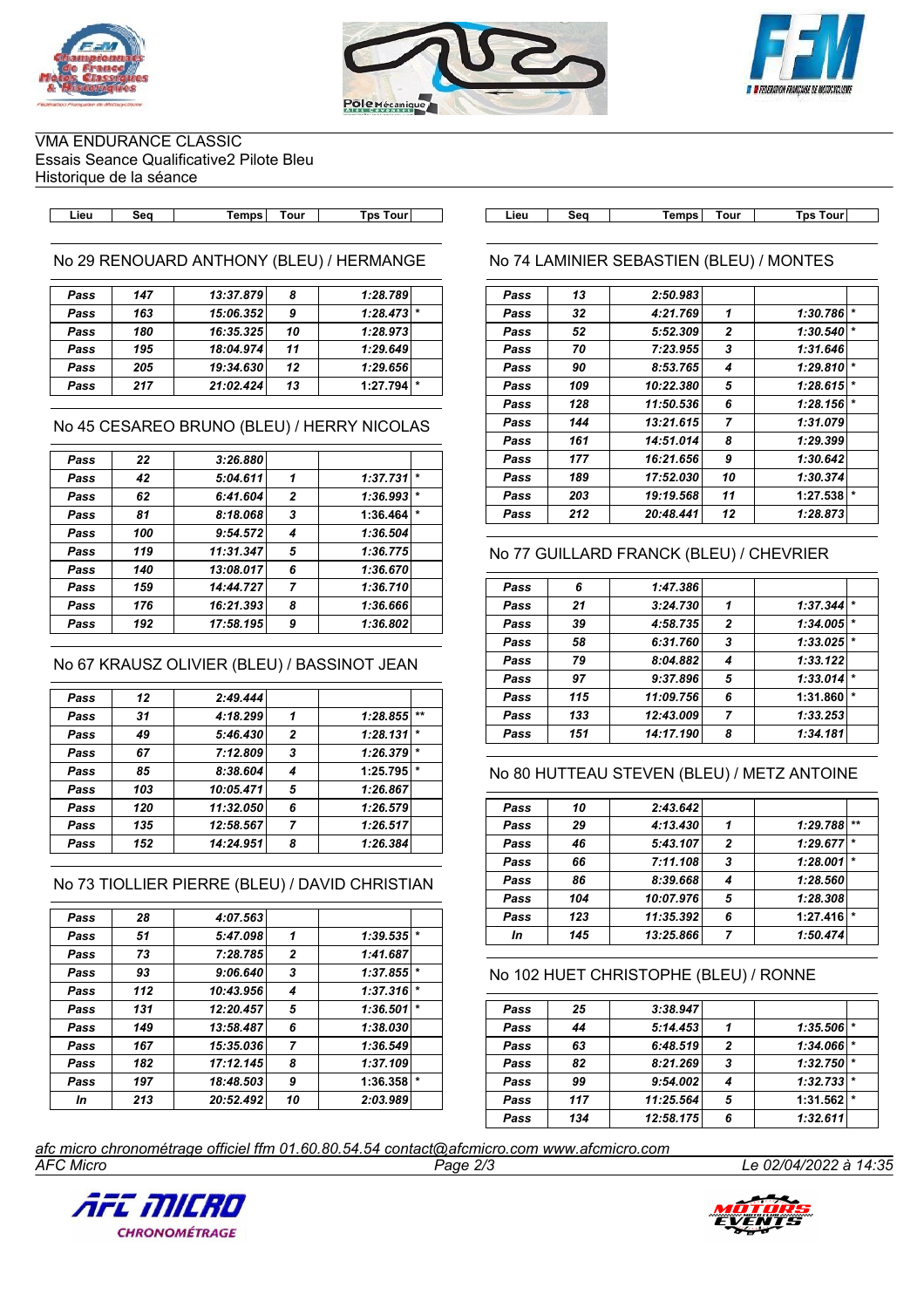VMA ENDURANCE CLASSIC
Essais Seance Qualificative2 Pilote Bleu
Historique de la séance

## No 29 RENOUARD ANTHONY (BLEU) / HERMANGE

| Lieu | Seq | Temps | Tour | Tps Tour | |
|---|---|---|---|---|---|
| Pass | 147 | 13:37.879 | 8 | 1:28.789 | |
| Pass | 163 | 15:06.352 | 9 | 1:28.473 | * |
| Pass | 180 | 16:35.325 | 10 | 1:28.973 | |
| Pass | 195 | 18:04.974 | 11 | 1:29.649 | |
| Pass | 205 | 19:34.630 | 12 | 1:29.656 | |
| Pass | 217 | 21:02.424 | 13 | 1:27.794 | * |

## No 45 CESAREO BRUNO (BLEU) / HERRY NICOLAS

| Lieu | Seq | Temps | Tour | Tps Tour | |
|---|---|---|---|---|---|
| Pass | 22 | 3:26.880 | | | |
| Pass | 42 | 5:04.611 | 1 | 1:37.731 | * |
| Pass | 62 | 6:41.604 | 2 | 1:36.993 | * |
| Pass | 81 | 8:18.068 | 3 | 1:36.464 | * |
| Pass | 100 | 9:54.572 | 4 | 1:36.504 | |
| Pass | 119 | 11:31.347 | 5 | 1:36.775 | |
| Pass | 140 | 13:08.017 | 6 | 1:36.670 | |
| Pass | 159 | 14:44.727 | 7 | 1:36.710 | |
| Pass | 176 | 16:21.393 | 8 | 1:36.666 | |
| Pass | 192 | 17:58.195 | 9 | 1:36.802 | |

## No 67 KRAUSZ OLIVIER (BLEU) / BASSINOT JEAN

| Lieu | Seq | Temps | Tour | Tps Tour | |
|---|---|---|---|---|---|
| Pass | 12 | 2:49.444 | | | |
| Pass | 31 | 4:18.299 | 1 | 1:28.855 | ** |
| Pass | 49 | 5:46.430 | 2 | 1:28.131 | * |
| Pass | 67 | 7:12.809 | 3 | 1:26.379 | * |
| Pass | 85 | 8:38.604 | 4 | 1:25.795 | * |
| Pass | 103 | 10:05.471 | 5 | 1:26.867 | |
| Pass | 120 | 11:32.050 | 6 | 1:26.579 | |
| Pass | 135 | 12:58.567 | 7 | 1:26.517 | |
| Pass | 152 | 14:24.951 | 8 | 1:26.384 | |

## No 73 TIOLLIER PIERRE (BLEU) / DAVID CHRISTIAN

| Lieu | Seq | Temps | Tour | Tps Tour | |
|---|---|---|---|---|---|
| Pass | 28 | 4:07.563 | | | |
| Pass | 51 | 5:47.098 | 1 | 1:39.535 | * |
| Pass | 73 | 7:28.785 | 2 | 1:41.687 | |
| Pass | 93 | 9:06.640 | 3 | 1:37.855 | * |
| Pass | 112 | 10:43.956 | 4 | 1:37.316 | * |
| Pass | 131 | 12:20.457 | 5 | 1:36.501 | * |
| Pass | 149 | 13:58.487 | 6 | 1:38.030 | |
| Pass | 167 | 15:35.036 | 7 | 1:36.549 | |
| Pass | 182 | 17:12.145 | 8 | 1:37.109 | |
| Pass | 197 | 18:48.503 | 9 | 1:36.358 | * |
| In | 213 | 20:52.492 | 10 | 2:03.989 | |

## No 74 LAMINIER SEBASTIEN (BLEU) / MONTES

| Lieu | Seq | Temps | Tour | Tps Tour | |
|---|---|---|---|---|---|
| Pass | 13 | 2:50.983 | | | |
| Pass | 32 | 4:21.769 | 1 | 1:30.786 | * |
| Pass | 52 | 5:52.309 | 2 | 1:30.540 | * |
| Pass | 70 | 7:23.955 | 3 | 1:31.646 | |
| Pass | 90 | 8:53.765 | 4 | 1:29.810 | * |
| Pass | 109 | 10:22.380 | 5 | 1:28.615 | * |
| Pass | 128 | 11:50.536 | 6 | 1:28.156 | * |
| Pass | 144 | 13:21.615 | 7 | 1:31.079 | |
| Pass | 161 | 14:51.014 | 8 | 1:29.399 | |
| Pass | 177 | 16:21.656 | 9 | 1:30.642 | |
| Pass | 189 | 17:52.030 | 10 | 1:30.374 | |
| Pass | 203 | 19:19.568 | 11 | 1:27.538 | * |
| Pass | 212 | 20:48.441 | 12 | 1:28.873 | |

## No 77 GUILLARD FRANCK (BLEU) / CHEVRIER

| Lieu | Seq | Temps | Tour | Tps Tour | |
|---|---|---|---|---|---|
| Pass | 6 | 1:47.386 | | | |
| Pass | 21 | 3:24.730 | 1 | 1:37.344 | * |
| Pass | 39 | 4:58.735 | 2 | 1:34.005 | * |
| Pass | 58 | 6:31.760 | 3 | 1:33.025 | * |
| Pass | 79 | 8:04.882 | 4 | 1:33.122 | |
| Pass | 97 | 9:37.896 | 5 | 1:33.014 | * |
| Pass | 115 | 11:09.756 | 6 | 1:31.860 | * |
| Pass | 133 | 12:43.009 | 7 | 1:33.253 | |
| Pass | 151 | 14:17.190 | 8 | 1:34.181 | |

## No 80 HUTTEAU STEVEN (BLEU) / METZ ANTOINE

| Lieu | Seq | Temps | Tour | Tps Tour | |
|---|---|---|---|---|---|
| Pass | 10 | 2:43.642 | | | |
| Pass | 29 | 4:13.430 | 1 | 1:29.788 | ** |
| Pass | 46 | 5:43.107 | 2 | 1:29.677 | * |
| Pass | 66 | 7:11.108 | 3 | 1:28.001 | * |
| Pass | 86 | 8:39.668 | 4 | 1:28.560 | |
| Pass | 104 | 10:07.976 | 5 | 1:28.308 | |
| Pass | 123 | 11:35.392 | 6 | 1:27.416 | * |
| In | 145 | 13:25.866 | 7 | 1:50.474 | |

## No 102 HUET CHRISTOPHE (BLEU) / RONNE

| Lieu | Seq | Temps | Tour | Tps Tour | |
|---|---|---|---|---|---|
| Pass | 25 | 3:38.947 | | | |
| Pass | 44 | 5:14.453 | 1 | 1:35.506 | * |
| Pass | 63 | 6:48.519 | 2 | 1:34.066 | * |
| Pass | 82 | 8:21.269 | 3 | 1:32.750 | * |
| Pass | 99 | 9:54.002 | 4 | 1:32.733 | * |
| Pass | 117 | 11:25.564 | 5 | 1:31.562 | * |
| Pass | 134 | 12:58.175 | 6 | 1:32.611 | |

*afc micro chronométrage officiel ffm 01.60.80.54.54 contact@afcmicro.com www.afcmicro.com*

AFC Micro — Le 02/04/2022 à 14:35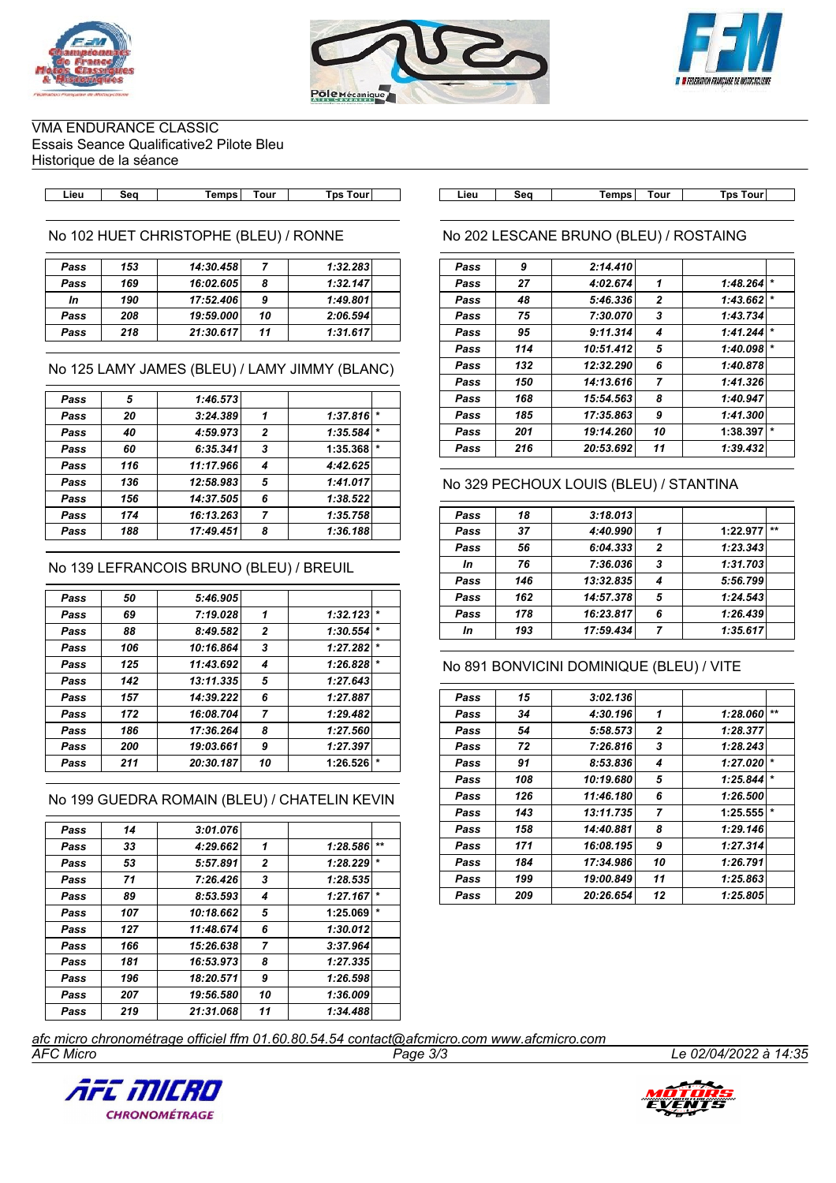VMA ENDURANCE CLASSIC
Essais Seance Qualificative2 Pilote Bleu
Historique de la séance

## No 102 HUET CHRISTOPHE (BLEU) / RONNE

| Lieu | Seq | Temps | Tour | Tps Tour | |
|---|---|---|---|---|---|
| Pass | 153 | 14:30.458 | 7 | 1:32.283 | |
| Pass | 169 | 16:02.605 | 8 | 1:32.147 | |
| In | 190 | 17:52.406 | 9 | 1:49.801 | |
| Pass | 208 | 19:59.000 | 10 | 2:06.594 | |
| Pass | 218 | 21:30.617 | 11 | 1:31.617 | |

## No 125 LAMY JAMES (BLEU) / LAMY JIMMY (BLANC)

| Lieu | Seq | Temps | Tour | Tps Tour | |
|---|---|---|---|---|---|
| Pass | 5 | 1:46.573 | | | |
| Pass | 20 | 3:24.389 | 1 | 1:37.816 | * |
| Pass | 40 | 4:59.973 | 2 | 1:35.584 | * |
| Pass | 60 | 6:35.341 | 3 | 1:35.368 | * |
| Pass | 116 | 11:17.966 | 4 | 4:42.625 | |
| Pass | 136 | 12:58.983 | 5 | 1:41.017 | |
| Pass | 156 | 14:37.505 | 6 | 1:38.522 | |
| Pass | 174 | 16:13.263 | 7 | 1:35.758 | |
| Pass | 188 | 17:49.451 | 8 | 1:36.188 | |

## No 139 LEFRANCOIS BRUNO (BLEU) / BREUIL

| Lieu | Seq | Temps | Tour | Tps Tour | |
|---|---|---|---|---|---|
| Pass | 50 | 5:46.905 | | | |
| Pass | 69 | 7:19.028 | 1 | 1:32.123 | * |
| Pass | 88 | 8:49.582 | 2 | 1:30.554 | * |
| Pass | 106 | 10:16.864 | 3 | 1:27.282 | * |
| Pass | 125 | 11:43.692 | 4 | 1:26.828 | * |
| Pass | 142 | 13:11.335 | 5 | 1:27.643 | |
| Pass | 157 | 14:39.222 | 6 | 1:27.887 | |
| Pass | 172 | 16:08.704 | 7 | 1:29.482 | |
| Pass | 186 | 17:36.264 | 8 | 1:27.560 | |
| Pass | 200 | 19:03.661 | 9 | 1:27.397 | |
| Pass | 211 | 20:30.187 | 10 | 1:26.526 | * |

## No 199 GUEDRA ROMAIN (BLEU) / CHATELIN KEVIN

| Lieu | Seq | Temps | Tour | Tps Tour | |
|---|---|---|---|---|---|
| Pass | 14 | 3:01.076 | | | |
| Pass | 33 | 4:29.662 | 1 | 1:28.586 | ** |
| Pass | 53 | 5:57.891 | 2 | 1:28.229 | * |
| Pass | 71 | 7:26.426 | 3 | 1:28.535 | |
| Pass | 89 | 8:53.593 | 4 | 1:27.167 | * |
| Pass | 107 | 10:18.662 | 5 | 1:25.069 | * |
| Pass | 127 | 11:48.674 | 6 | 1:30.012 | |
| Pass | 166 | 15:26.638 | 7 | 3:37.964 | |
| Pass | 181 | 16:53.973 | 8 | 1:27.335 | |
| Pass | 196 | 18:20.571 | 9 | 1:26.598 | |
| Pass | 207 | 19:56.580 | 10 | 1:36.009 | |
| Pass | 219 | 21:31.068 | 11 | 1:34.488 | |

## No 202 LESCANE BRUNO (BLEU) / ROSTAING

| Lieu | Seq | Temps | Tour | Tps Tour | |
|---|---|---|---|---|---|
| Pass | 9 | 2:14.410 | | | |
| Pass | 27 | 4:02.674 | 1 | 1:48.264 | * |
| Pass | 48 | 5:46.336 | 2 | 1:43.662 | * |
| Pass | 75 | 7:30.070 | 3 | 1:43.734 | |
| Pass | 95 | 9:11.314 | 4 | 1:41.244 | * |
| Pass | 114 | 10:51.412 | 5 | 1:40.098 | * |
| Pass | 132 | 12:32.290 | 6 | 1:40.878 | |
| Pass | 150 | 14:13.616 | 7 | 1:41.326 | |
| Pass | 168 | 15:54.563 | 8 | 1:40.947 | |
| Pass | 185 | 17:35.863 | 9 | 1:41.300 | |
| Pass | 201 | 19:14.260 | 10 | 1:38.397 | * |
| Pass | 216 | 20:53.692 | 11 | 1:39.432 | |

## No 329 PECHOUX LOUIS (BLEU) / STANTINA

| Lieu | Seq | Temps | Tour | Tps Tour | |
|---|---|---|---|---|---|
| Pass | 18 | 3:18.013 | | | |
| Pass | 37 | 4:40.990 | 1 | 1:22.977 | ** |
| Pass | 56 | 6:04.333 | 2 | 1:23.343 | |
| In | 76 | 7:36.036 | 3 | 1:31.703 | |
| Pass | 146 | 13:32.835 | 4 | 5:56.799 | |
| Pass | 162 | 14:57.378 | 5 | 1:24.543 | |
| Pass | 178 | 16:23.817 | 6 | 1:26.439 | |
| In | 193 | 17:59.434 | 7 | 1:35.617 | |

## No 891 BONVICINI DOMINIQUE (BLEU) / VITE

| Lieu | Seq | Temps | Tour | Tps Tour | |
|---|---|---|---|---|---|
| Pass | 15 | 3:02.136 | | | |
| Pass | 34 | 4:30.196 | 1 | 1:28.060 | ** |
| Pass | 54 | 5:58.573 | 2 | 1:28.377 | |
| Pass | 72 | 7:26.816 | 3 | 1:28.243 | |
| Pass | 91 | 8:53.836 | 4 | 1:27.020 | * |
| Pass | 108 | 10:19.680 | 5 | 1:25.844 | * |
| Pass | 126 | 11:46.180 | 6 | 1:26.500 | |
| Pass | 143 | 13:11.735 | 7 | 1:25.555 | * |
| Pass | 158 | 14:40.881 | 8 | 1:29.146 | |
| Pass | 171 | 16:08.195 | 9 | 1:27.314 | |
| Pass | 184 | 17:34.986 | 10 | 1:26.791 | |
| Pass | 199 | 19:00.849 | 11 | 1:25.863 | |
| Pass | 209 | 20:26.654 | 12 | 1:25.805 | |

*afc micro chronométrage officiel ffm 01.60.80.54.54 contact@afcmicro.com www.afcmicro.com*
*AFC Micro* — *Le 02/04/2022 à 14:35*